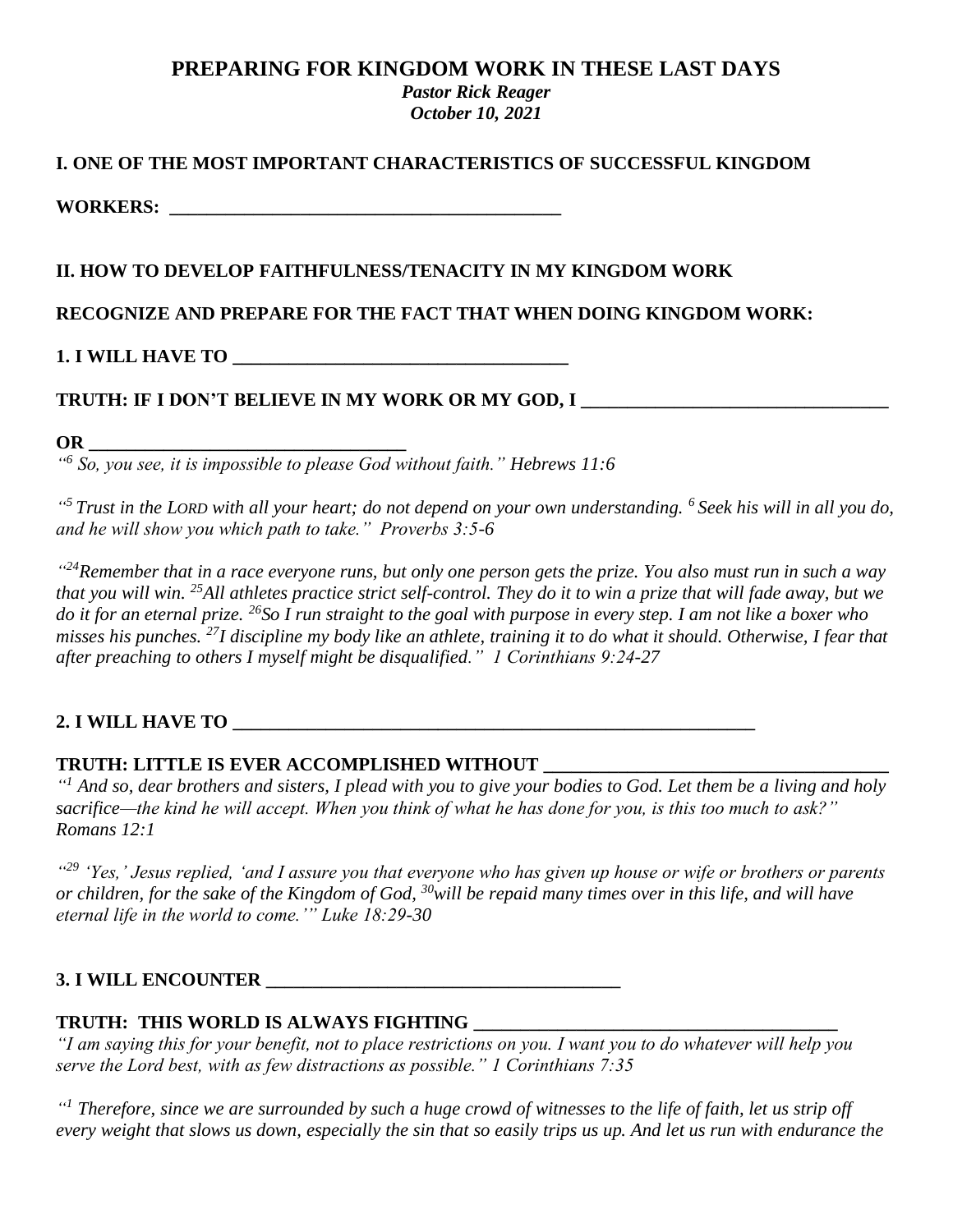# PREPARING FOR KINGDOM WORK IN THESE LAST DAYS

***Pastor Rick Reager***
***October 10, 2021***

**I. ONE OF THE MOST IMPORTANT CHARACTERISTICS OF SUCCESSFUL KINGDOM WORKERS: ___________________________________________**

**II. HOW TO DEVELOP FAITHFULNESS/TENACITY IN MY KINGDOM WORK**

**RECOGNIZE AND PREPARE FOR THE FACT THAT WHEN DOING KINGDOM WORK:**

**1. I WILL HAVE TO ___________________________________**

**TRUTH: IF I DON'T BELIEVE IN MY WORK OR MY GOD, I ________________________________ OR ________________________________**

*"[6] So, you see, it is impossible to please God without faith." Hebrews 11:6*

*"[5] Trust in the LORD with all your heart; do not depend on your own understanding. [6] Seek his will in all you do, and he will show you which path to take." Proverbs 3:5-6*

*"[24]Remember that in a race everyone runs, but only one person gets the prize. You also must run in such a way that you will win. [25]All athletes practice strict self-control. They do it to win a prize that will fade away, but we do it for an eternal prize. [26]So I run straight to the goal with purpose in every step. I am not like a boxer who misses his punches. [27]I discipline my body like an athlete, training it to do what it should. Otherwise, I fear that after preaching to others I myself might be disqualified." 1 Corinthians 9:24-27*

**2. I WILL HAVE TO ________________________________________________________**

**TRUTH: LITTLE IS EVER ACCOMPLISHED WITHOUT ____________________________________**

*"[1] And so, dear brothers and sisters, I plead with you to give your bodies to God. Let them be a living and holy sacrifice—the kind he will accept. When you think of what he has done for you, is this too much to ask?" Romans 12:1*

*"[29] 'Yes,' Jesus replied, 'and I assure you that everyone who has given up house or wife or brothers or parents or children, for the sake of the Kingdom of God, [30]will be repaid many times over in this life, and will have eternal life in the world to come.'" Luke 18:29-30*

**3. I WILL ENCOUNTER ____________________________________**

**TRUTH: THIS WORLD IS ALWAYS FIGHTING ____________________________________**

*"I am saying this for your benefit, not to place restrictions on you. I want you to do whatever will help you serve the Lord best, with as few distractions as possible." 1 Corinthians 7:35*

*"[1] Therefore, since we are surrounded by such a huge crowd of witnesses to the life of faith, let us strip off every weight that slows us down, especially the sin that so easily trips us up. And let us run with endurance the*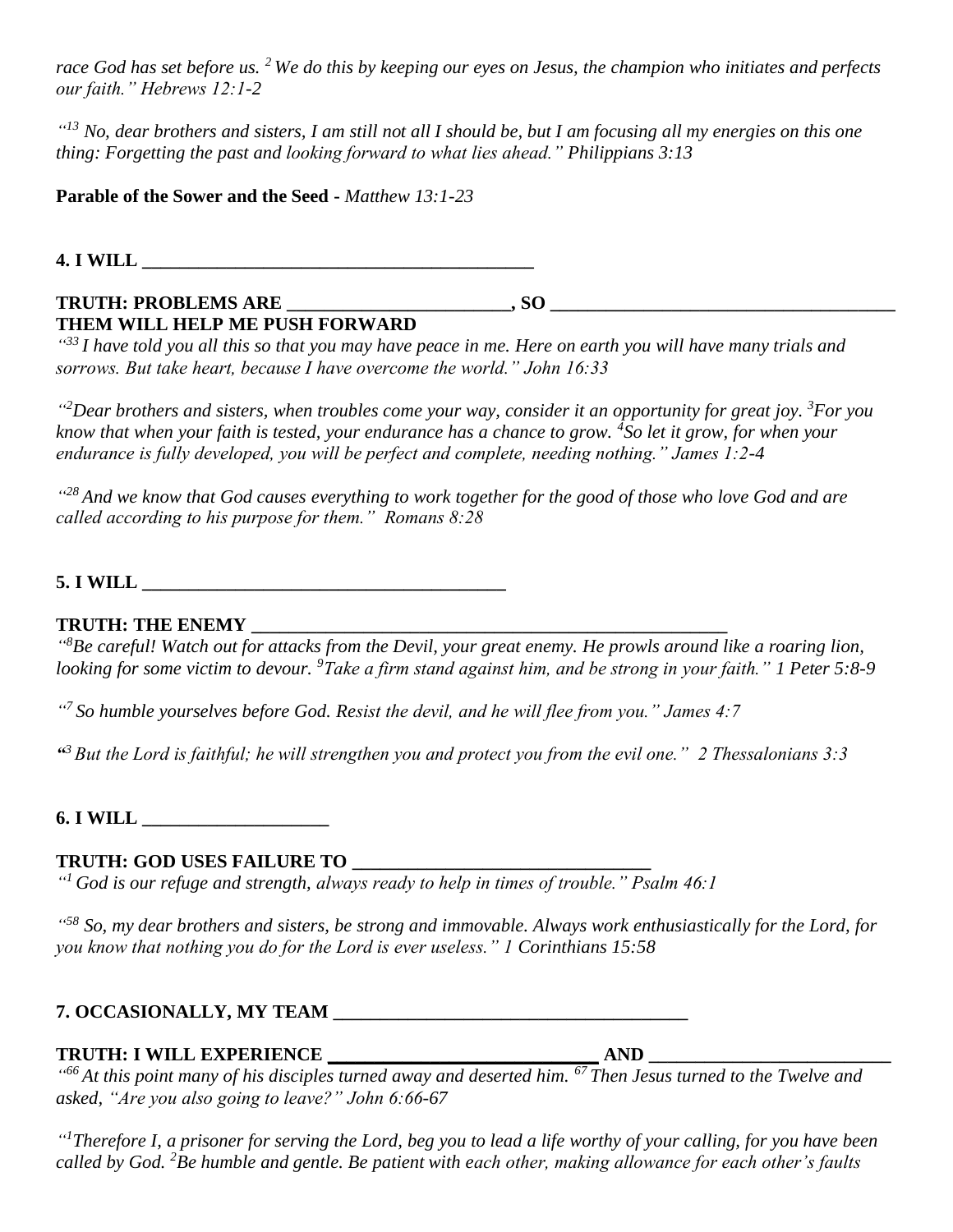*race God has set before us. [2] We do this by keeping our eyes on Jesus, the champion who initiates and perfects our faith." Hebrews 12:1-2*

*"[13] No, dear brothers and sisters, I am still not all I should be, but I am focusing all my energies on this one thing: Forgetting the past and looking forward to what lies ahead." Philippians 3:13*

**Parable of the Sower and the Seed -** *Matthew 13:1-23*

**4. I WILL \_\_\_\_\_\_\_\_\_\_\_\_\_\_\_\_\_\_\_\_\_\_\_\_\_\_\_\_\_\_\_\_\_\_\_\_\_\_\_\_\_\_\_\_**

**TRUTH: PROBLEMS ARE \_\_\_\_\_\_\_\_\_\_\_\_\_\_\_\_\_\_\_\_\_\_\_\_, SO \_\_\_\_\_\_\_\_\_\_\_\_\_\_\_\_\_\_\_\_\_\_\_\_\_\_\_\_\_\_\_\_\_\_\_\_\_\_ THEM WILL HELP ME PUSH FORWARD**

*"[33] I have told you all this so that you may have peace in me. Here on earth you will have many trials and sorrows. But take heart, because I have overcome the world." John 16:33*

*"[2]Dear brothers and sisters, when troubles come your way, consider it an opportunity for great joy. [3]For you know that when your faith is tested, your endurance has a chance to grow. [4]So let it grow, for when your endurance is fully developed, you will be perfect and complete, needing nothing." James 1:2-4*

*"[28] And we know that God causes everything to work together for the good of those who love God and are called according to his purpose for them." Romans 8:28*

**5. I WILL \_\_\_\_\_\_\_\_\_\_\_\_\_\_\_\_\_\_\_\_\_\_\_\_\_\_\_\_\_\_\_\_\_\_\_\_\_\_\_\_**

**TRUTH: THE ENEMY \_\_\_\_\_\_\_\_\_\_\_\_\_\_\_\_\_\_\_\_\_\_\_\_\_\_\_\_\_\_\_\_\_\_\_\_\_\_\_\_\_\_\_\_\_\_\_\_\_\_\_\_**

*"[8]Be careful! Watch out for attacks from the Devil, your great enemy. He prowls around like a roaring lion, looking for some victim to devour. [9]Take a firm stand against him, and be strong in your faith." 1 Peter 5:8-9*

*"[7] So humble yourselves before God. Resist the devil, and he will flee from you." James 4:7*

*"[3] But the Lord is faithful; he will strengthen you and protect you from the evil one." 2 Thessalonians 3:3*

**6. I WILL \_\_\_\_\_\_\_\_\_\_\_\_\_\_\_\_\_\_\_\_**

**TRUTH: GOD USES FAILURE TO \_\_\_\_\_\_\_\_\_\_\_\_\_\_\_\_\_\_\_\_\_\_\_\_\_\_\_\_\_\_\_\_**

*"[1] God is our refuge and strength, always ready to help in times of trouble." Psalm 46:1*

*"[58] So, my dear brothers and sisters, be strong and immovable. Always work enthusiastically for the Lord, for you know that nothing you do for the Lord is ever useless." 1 Corinthians 15:58*

**7. OCCASIONALLY, MY TEAM \_\_\_\_\_\_\_\_\_\_\_\_\_\_\_\_\_\_\_\_\_\_\_\_\_\_\_\_\_\_\_\_\_\_\_\_\_\_\_**

**TRUTH: I WILL EXPERIENCE \_\_\_\_\_\_\_\_\_\_\_\_\_\_\_\_\_\_\_\_\_\_\_\_\_\_\_\_ AND \_\_\_\_\_\_\_\_\_\_\_\_\_\_\_\_\_\_\_\_\_\_\_\_\_\_**

*"[66] At this point many of his disciples turned away and deserted him. [67] Then Jesus turned to the Twelve and asked, "Are you also going to leave?" John 6:66-67*

*"[1]Therefore I, a prisoner for serving the Lord, beg you to lead a life worthy of your calling, for you have been called by God. [2]Be humble and gentle. Be patient with each other, making allowance for each other's faults*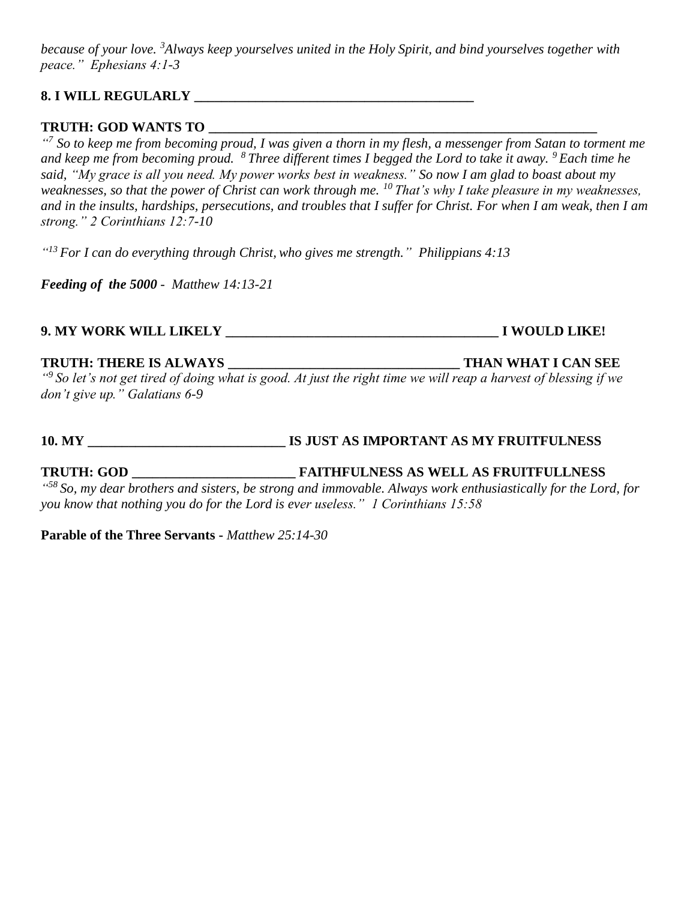*because of your love. [3]Always keep yourselves united in the Holy Spirit, and bind yourselves together with peace." Ephesians 4:1-3*

**8. I WILL REGULARLY ________________________________________**

**TRUTH: GOD WANTS TO ________________________________________________________**

*"[7] So to keep me from becoming proud, I was given a thorn in my flesh, a messenger from Satan to torment me and keep me from becoming proud. [8] Three different times I begged the Lord to take it away. [9] Each time he said, "My grace is all you need. My power works best in weakness." So now I am glad to boast about my weaknesses, so that the power of Christ can work through me. [10] That's why I take pleasure in my weaknesses, and in the insults, hardships, persecutions, and troubles that I suffer for Christ. For when I am weak, then I am strong." 2 Corinthians 12:7-10*

*"[13] For I can do everything through Christ, who gives me strength." Philippians 4:13*

***Feeding of the 5000*** *- Matthew 14:13-21*

**9. MY WORK WILL LIKELY ________________________________________ I WOULD LIKE!**

**TRUTH: THERE IS ALWAYS ________________________________ THAN WHAT I CAN SEE**

*"[9] So let's not get tired of doing what is good. At just the right time we will reap a harvest of blessing if we don't give up." Galatians 6-9*

**10. MY ____________________________ IS JUST AS IMPORTANT AS MY FRUITFULNESS**

**TRUTH: GOD ______________________ FAITHFULNESS AS WELL AS FRUITFULLNESS**

*"[58] So, my dear brothers and sisters, be strong and immovable. Always work enthusiastically for the Lord, for you know that nothing you do for the Lord is ever useless." 1 Corinthians 15:58*

**Parable of the Three Servants -** *Matthew 25:14-30*